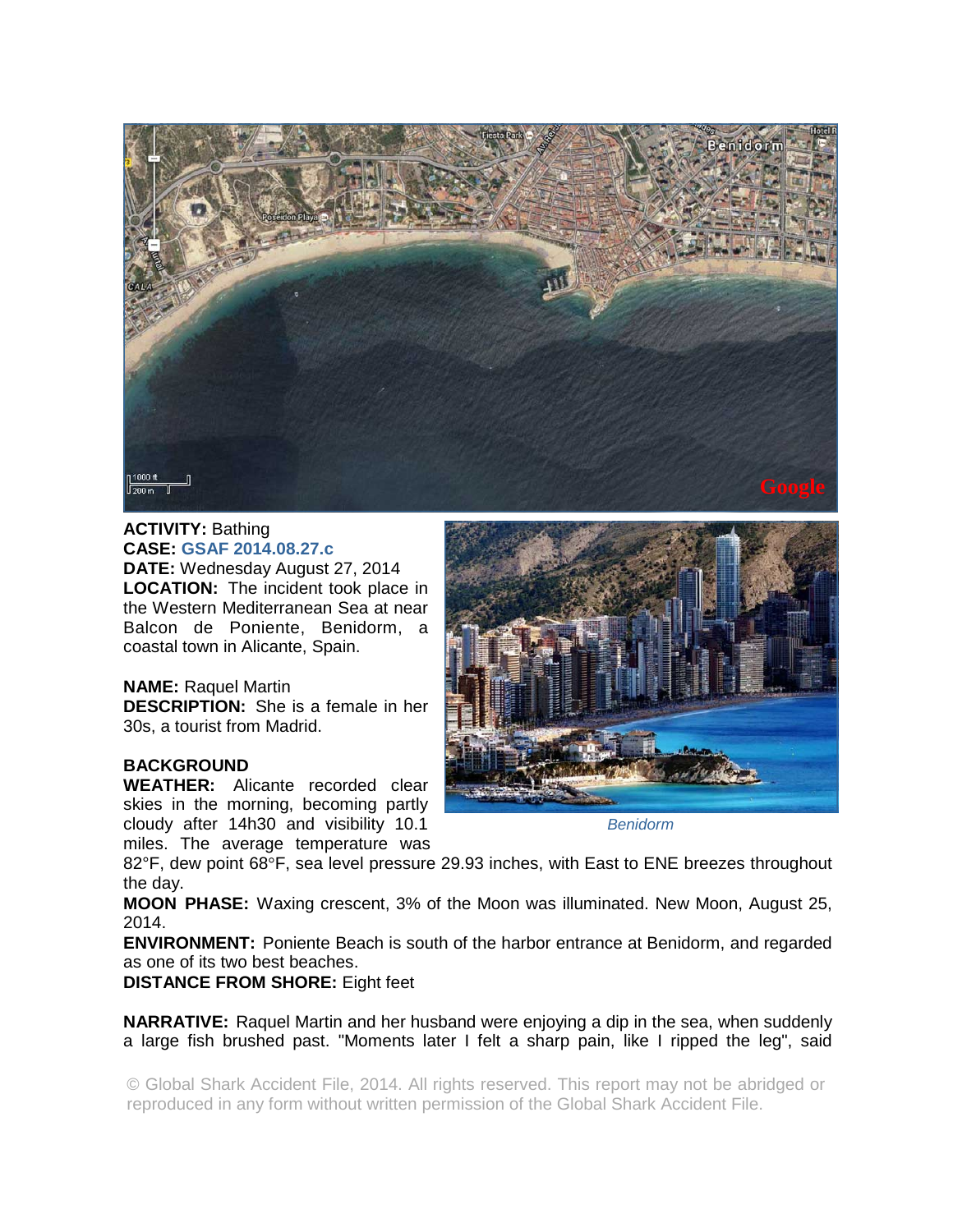**ACTIVITY:** Bathing
**CASE:** **GSAF 2014.08.27.c**
**DATE:** Wednesday August 27, 2014
**LOCATION:** The incident took place in the Western Mediterranean Sea at near Balcon de Poniente, Benidorm, a coastal town in Alicante, Spain.

**NAME:** Raquel Martin
**DESCRIPTION:** She is a female in her 30s, a tourist from Madrid.

*Benidorm*

**BACKGROUND**
**WEATHER:** Alicante recorded clear skies in the morning, becoming partly cloudy after 14h30 and visibility 10.1 miles. The average temperature was 82°F, dew point 68°F, sea level pressure 29.93 inches, with East to ENE breezes throughout the day.
**MOON PHASE:** Waxing crescent, 3% of the Moon was illuminated. New Moon, August 25, 2014.
**ENVIRONMENT:** Poniente Beach is south of the harbor entrance at Benidorm, and regarded as one of its two best beaches.
**DISTANCE FROM SHORE:** Eight feet

**NARRATIVE:** Raquel Martin and her husband were enjoying a dip in the sea, when suddenly a large fish brushed past. "Moments later I felt a sharp pain, like I ripped the leg", said

© Global Shark Accident File, 2014. All rights reserved. This report may not be abridged or reproduced in any form without written permission of the Global Shark Accident File.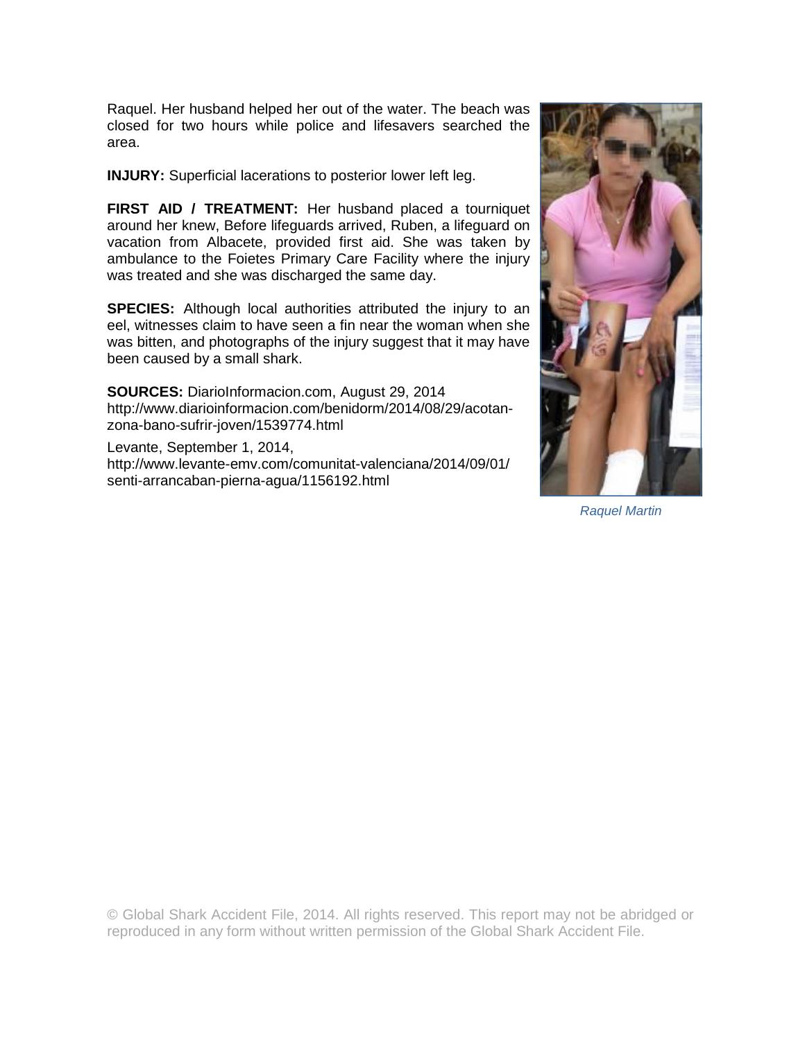Raquel. Her husband helped her out of the water. The beach was closed for two hours while police and lifesavers searched the area.

**INJURY:** Superficial lacerations to posterior lower left leg.

**FIRST AID / TREATMENT:** Her husband placed a tourniquet around her knew, Before lifeguards arrived, Ruben, a lifeguard on vacation from Albacete, provided first aid. She was taken by ambulance to the Foietes Primary Care Facility where the injury was treated and she was discharged the same day.

**SPECIES:** Although local authorities attributed the injury to an eel, witnesses claim to have seen a fin near the woman when she was bitten, and photographs of the injury suggest that it may have been caused by a small shark.

**SOURCES:** DiarioInformacion.com, August 29, 2014
http://www.diarioinformacion.com/benidorm/2014/08/29/acotan-zona-bano-sufrir-joven/1539774.html

Levante, September 1, 2014,
http://www.levante-emv.com/comunitat-valenciana/2014/09/01/senti-arrancaban-pierna-agua/1156192.html

*Raquel Martin*

© Global Shark Accident File, 2014. All rights reserved. This report may not be abridged or reproduced in any form without written permission of the Global Shark Accident File.